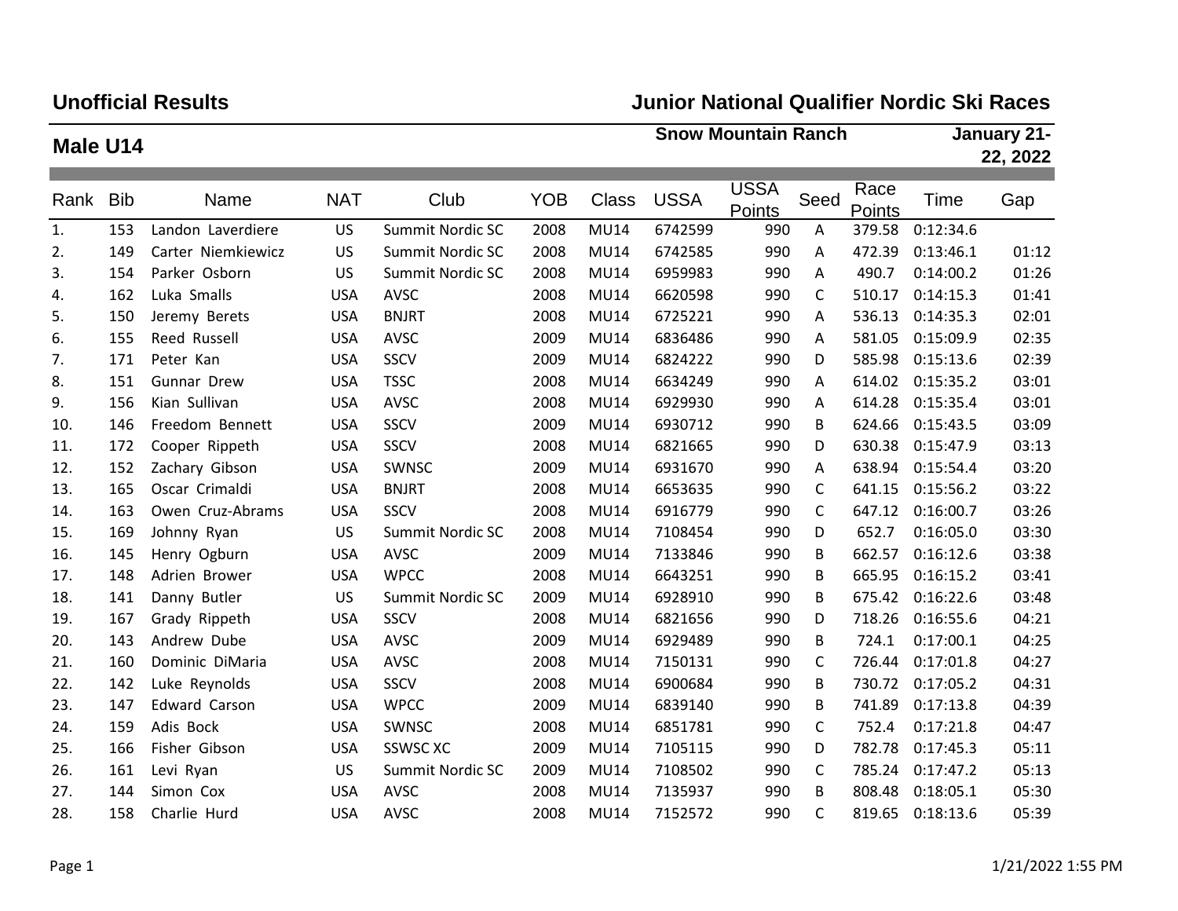**Unofficial Results**

**Junior National Qualifier Nordic Ski Races**

**Male U14**

**Snow Mountain Ranch** **January 21-22, 2022**

| Rank | Bib | Name | NAT | Club | YOB | Class | USSA | USSA Points | Seed | Race Points | Time | Gap |
|---|---|---|---|---|---|---|---|---|---|---|---|---|
| 1. | 153 | Landon Laverdiere | US | Summit Nordic SC | 2008 | MU14 | 6742599 | 990 | A | 379.58 | 0:12:34.6 | |
| 2. | 149 | Carter Niemkiewicz | US | Summit Nordic SC | 2008 | MU14 | 6742585 | 990 | A | 472.39 | 0:13:46.1 | 01:12 |
| 3. | 154 | Parker Osborn | US | Summit Nordic SC | 2008 | MU14 | 6959983 | 990 | A | 490.7 | 0:14:00.2 | 01:26 |
| 4. | 162 | Luka Smalls | USA | AVSC | 2008 | MU14 | 6620598 | 990 | C | 510.17 | 0:14:15.3 | 01:41 |
| 5. | 150 | Jeremy Berets | USA | BNJRT | 2008 | MU14 | 6725221 | 990 | A | 536.13 | 0:14:35.3 | 02:01 |
| 6. | 155 | Reed Russell | USA | AVSC | 2009 | MU14 | 6836486 | 990 | A | 581.05 | 0:15:09.9 | 02:35 |
| 7. | 171 | Peter Kan | USA | SSCV | 2009 | MU14 | 6824222 | 990 | D | 585.98 | 0:15:13.6 | 02:39 |
| 8. | 151 | Gunnar Drew | USA | TSSC | 2008 | MU14 | 6634249 | 990 | A | 614.02 | 0:15:35.2 | 03:01 |
| 9. | 156 | Kian Sullivan | USA | AVSC | 2008 | MU14 | 6929930 | 990 | A | 614.28 | 0:15:35.4 | 03:01 |
| 10. | 146 | Freedom Bennett | USA | SSCV | 2009 | MU14 | 6930712 | 990 | B | 624.66 | 0:15:43.5 | 03:09 |
| 11. | 172 | Cooper Rippeth | USA | SSCV | 2008 | MU14 | 6821665 | 990 | D | 630.38 | 0:15:47.9 | 03:13 |
| 12. | 152 | Zachary Gibson | USA | SWNSC | 2009 | MU14 | 6931670 | 990 | A | 638.94 | 0:15:54.4 | 03:20 |
| 13. | 165 | Oscar Crimaldi | USA | BNJRT | 2008 | MU14 | 6653635 | 990 | C | 641.15 | 0:15:56.2 | 03:22 |
| 14. | 163 | Owen Cruz-Abrams | USA | SSCV | 2008 | MU14 | 6916779 | 990 | C | 647.12 | 0:16:00.7 | 03:26 |
| 15. | 169 | Johnny Ryan | US | Summit Nordic SC | 2008 | MU14 | 7108454 | 990 | D | 652.7 | 0:16:05.0 | 03:30 |
| 16. | 145 | Henry Ogburn | USA | AVSC | 2009 | MU14 | 7133846 | 990 | B | 662.57 | 0:16:12.6 | 03:38 |
| 17. | 148 | Adrien Brower | USA | WPCC | 2008 | MU14 | 6643251 | 990 | B | 665.95 | 0:16:15.2 | 03:41 |
| 18. | 141 | Danny Butler | US | Summit Nordic SC | 2009 | MU14 | 6928910 | 990 | B | 675.42 | 0:16:22.6 | 03:48 |
| 19. | 167 | Grady Rippeth | USA | SSCV | 2008 | MU14 | 6821656 | 990 | D | 718.26 | 0:16:55.6 | 04:21 |
| 20. | 143 | Andrew Dube | USA | AVSC | 2009 | MU14 | 6929489 | 990 | B | 724.1 | 0:17:00.1 | 04:25 |
| 21. | 160 | Dominic DiMaria | USA | AVSC | 2008 | MU14 | 7150131 | 990 | C | 726.44 | 0:17:01.8 | 04:27 |
| 22. | 142 | Luke Reynolds | USA | SSCV | 2008 | MU14 | 6900684 | 990 | B | 730.72 | 0:17:05.2 | 04:31 |
| 23. | 147 | Edward Carson | USA | WPCC | 2009 | MU14 | 6839140 | 990 | B | 741.89 | 0:17:13.8 | 04:39 |
| 24. | 159 | Adis Bock | USA | SWNSC | 2008 | MU14 | 6851781 | 990 | C | 752.4 | 0:17:21.8 | 04:47 |
| 25. | 166 | Fisher Gibson | USA | SSWSC XC | 2009 | MU14 | 7105115 | 990 | D | 782.78 | 0:17:45.3 | 05:11 |
| 26. | 161 | Levi Ryan | US | Summit Nordic SC | 2009 | MU14 | 7108502 | 990 | C | 785.24 | 0:17:47.2 | 05:13 |
| 27. | 144 | Simon Cox | USA | AVSC | 2008 | MU14 | 7135937 | 990 | B | 808.48 | 0:18:05.1 | 05:30 |
| 28. | 158 | Charlie Hurd | USA | AVSC | 2008 | MU14 | 7152572 | 990 | C | 819.65 | 0:18:13.6 | 05:39 |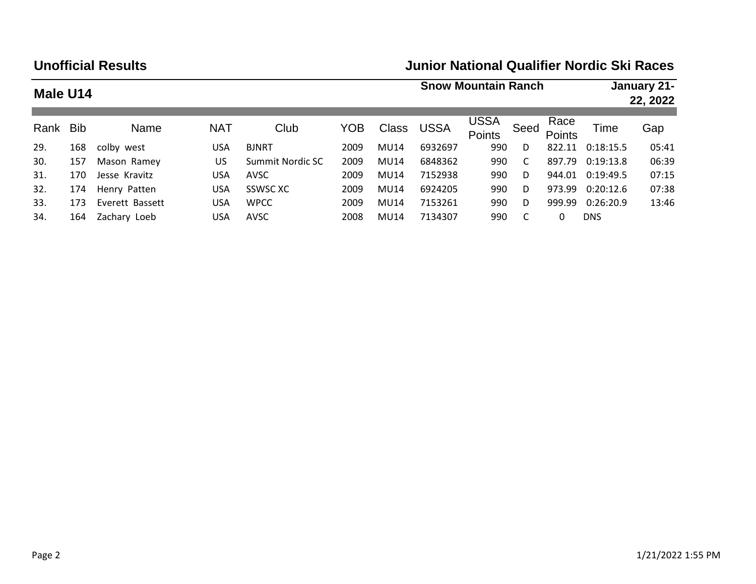## Unofficial Results

## Junior National Qualifier Nordic Ski Races

### Male U14

**Snow Mountain Ranch** **January 21-22, 2022**

| Rank | Bib | Name | NAT | Club | YOB | Class | USSA | USSA Points | Seed | Race Points | Time | Gap |
|---|---|---|---|---|---|---|---|---|---|---|---|---|
| 29. | 168 | colby west | USA | BJNRT | 2009 | MU14 | 6932697 | 990 | D | 822.11 | 0:18:15.5 | 05:41 |
| 30. | 157 | Mason Ramey | US | Summit Nordic SC | 2009 | MU14 | 6848362 | 990 | C | 897.79 | 0:19:13.8 | 06:39 |
| 31. | 170 | Jesse Kravitz | USA | AVSC | 2009 | MU14 | 7152938 | 990 | D | 944.01 | 0:19:49.5 | 07:15 |
| 32. | 174 | Henry Patten | USA | SSWSC XC | 2009 | MU14 | 6924205 | 990 | D | 973.99 | 0:20:12.6 | 07:38 |
| 33. | 173 | Everett Bassett | USA | WPCC | 2009 | MU14 | 7153261 | 990 | D | 999.99 | 0:26:20.9 | 13:46 |
| 34. | 164 | Zachary Loeb | USA | AVSC | 2008 | MU14 | 7134307 | 990 | C | 0 | DNS | |

1/21/2022 1:55 PM